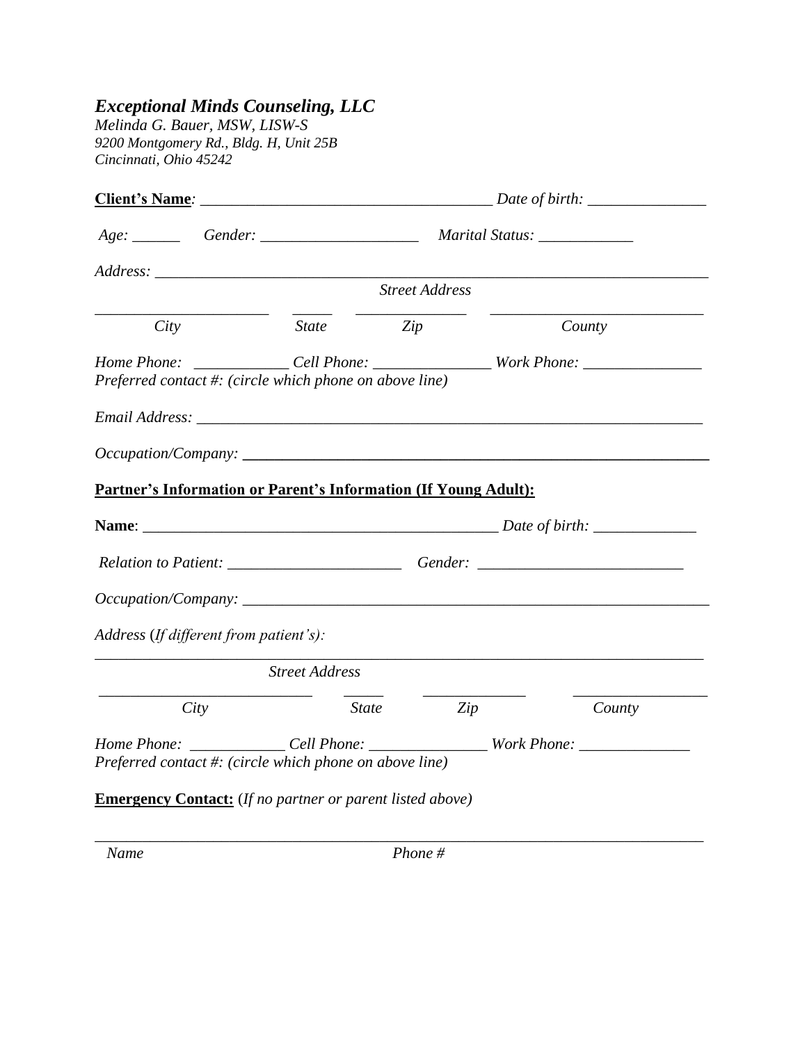***Exceptional Minds Counseling, LLC***

*Melinda G. Bauer, MSW, LISW-S*
*9200 Montgomery Rd., Bldg. H, Unit 25B*
*Cincinnati, Ohio 45242*

**Client's Name***:* _____________________________________ *Date of birth:* _______________

*Age:* ______ *Gender:* ____________________ *Marital Status:* ____________

*Address:* ______________________________________________________________________
*Street Address*

______________________ _____ ______________ ___________________________
*City* *State* *Zip* *County*

*Home Phone:* ____________ *Cell Phone:* _______________ *Work Phone:* _______________
*Preferred contact #: (circle which phone on above line)*

*Email Address:* _________________________________________________________________

*Occupation/Company:* ____________________________________________________________

**Partner's Information or Parent's Information (If Young Adult):**

**Name**: _______________________________________________ *Date of birth:* _____________

*Relation to Patient:* ______________________ *Gender:* __________________________

*Occupation/Company:* ____________________________________________________________

*Address* (*If different from patient's):*

_______________________________________________________________________________
*Street Address*

___________________________ _____ _____________ _________________
*City* *State* *Zip* *County*

*Home Phone:* ____________ *Cell Phone:* _______________ *Work Phone:* ______________
*Preferred contact #: (circle which phone on above line)*

**Emergency Contact:** (*If no partner or parent listed above)*

_______________________________________________________________________________
*Name* *Phone #*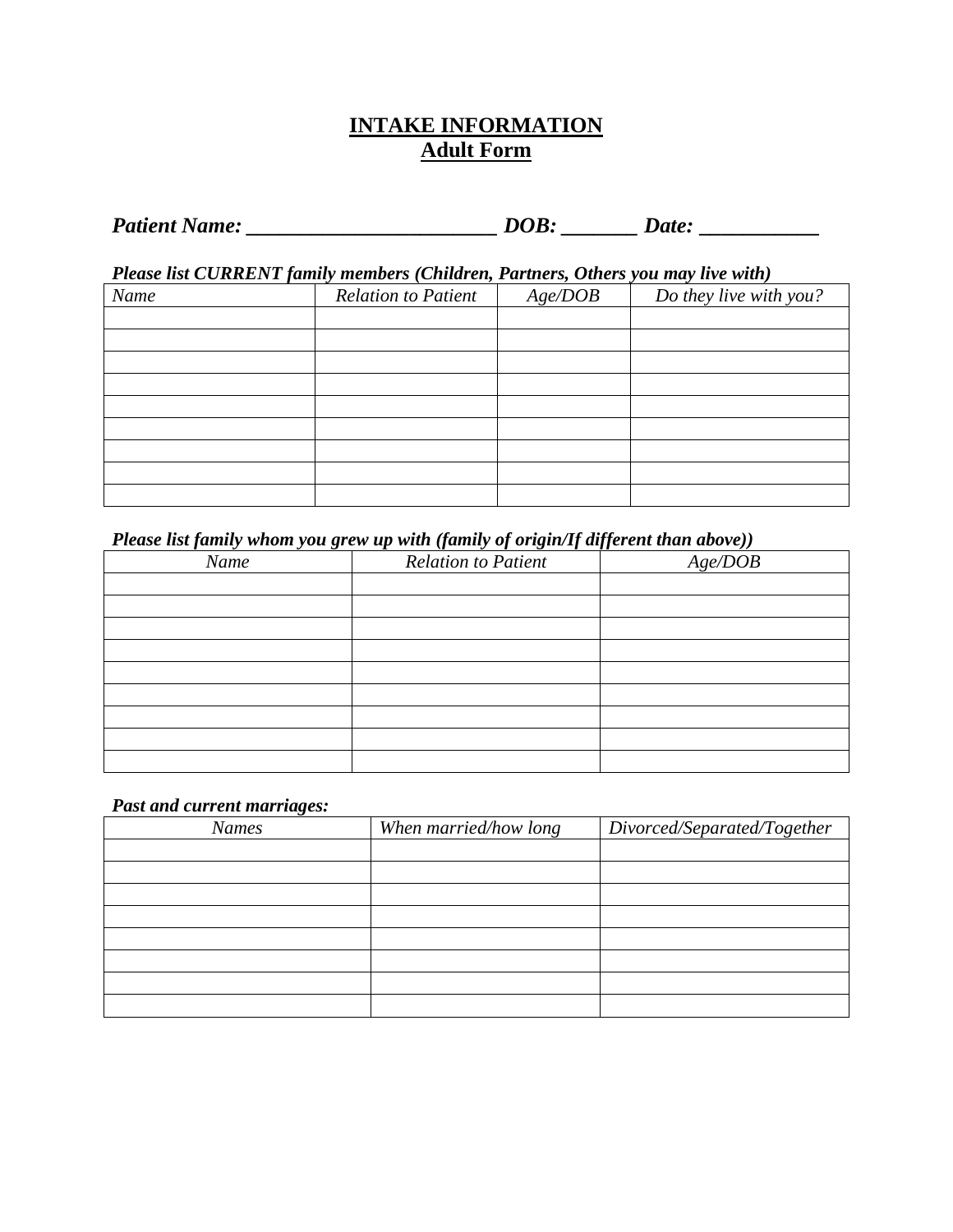# INTAKE INFORMATION
## Adult Form

***Patient Name: _______________________ DOB: _______ Date: ___________***

***Please list CURRENT family members (Children, Partners, Others you may live with)***

| *Name* | *Relation to Patient* | *Age/DOB* | *Do they live with you?* |
|---|---|---|---|
| | | | |
| | | | |
| | | | |
| | | | |
| | | | |
| | | | |
| | | | |
| | | | |
| | | | |

***Please list family whom you grew up with (family of origin/If different than above))***

| *Name* | *Relation to Patient* | *Age/DOB* |
|---|---|---|
| | | |
| | | |
| | | |
| | | |
| | | |
| | | |
| | | |
| | | |
| | | |

***Past and current marriages:***

| *Names* | *When married/how long* | *Divorced/Separated/Together* |
|---|---|---|
| | | |
| | | |
| | | |
| | | |
| | | |
| | | |
| | | |
| | | |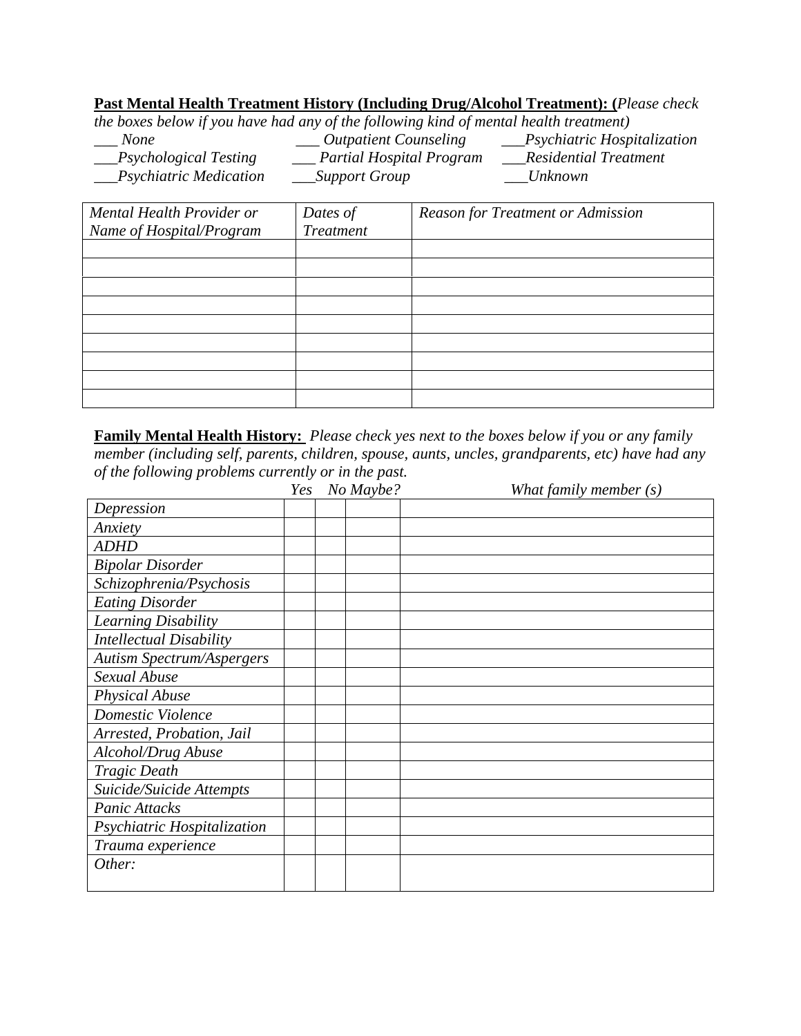**Past Mental Health Treatment History (Including Drug/Alcohol Treatment): (***Please check the boxes below if you have had any of the following kind of mental health treatment)*

*___ None* *___ Outpatient Counseling* *___Psychiatric Hospitalization*
*___Psychological Testing* *___ Partial Hospital Program* *___Residential Treatment*
*___Psychiatric Medication* *___Support Group* *___Unknown*

| *Mental Health Provider or Name of Hospital/Program* | *Dates of Treatment* | *Reason for Treatment or Admission* |
|---|---|---|
| | | |
| | | |
| | | |
| | | |
| | | |
| | | |
| | | |
| | | |
| | | |

**Family Mental Health History:** *Please check yes next to the boxes below if you or any family member (including self, parents, children, spouse, aunts, uncles, grandparents, etc) have had any of the following problems currently or in the past.*

| | *Yes* | *No* | *Maybe?* | *What family member (s)* |
|---|---|---|---|---|
| *Depression* | | | | |
| *Anxiety* | | | | |
| *ADHD* | | | | |
| *Bipolar Disorder* | | | | |
| *Schizophrenia/Psychosis* | | | | |
| *Eating Disorder* | | | | |
| *Learning Disability* | | | | |
| *Intellectual Disability* | | | | |
| *Autism Spectrum/Aspergers* | | | | |
| *Sexual Abuse* | | | | |
| *Physical Abuse* | | | | |
| *Domestic Violence* | | | | |
| *Arrested, Probation, Jail* | | | | |
| *Alcohol/Drug Abuse* | | | | |
| *Tragic Death* | | | | |
| *Suicide/Suicide Attempts* | | | | |
| *Panic Attacks* | | | | |
| *Psychiatric Hospitalization* | | | | |
| *Trauma experience* | | | | |
| *Other:* | | | | |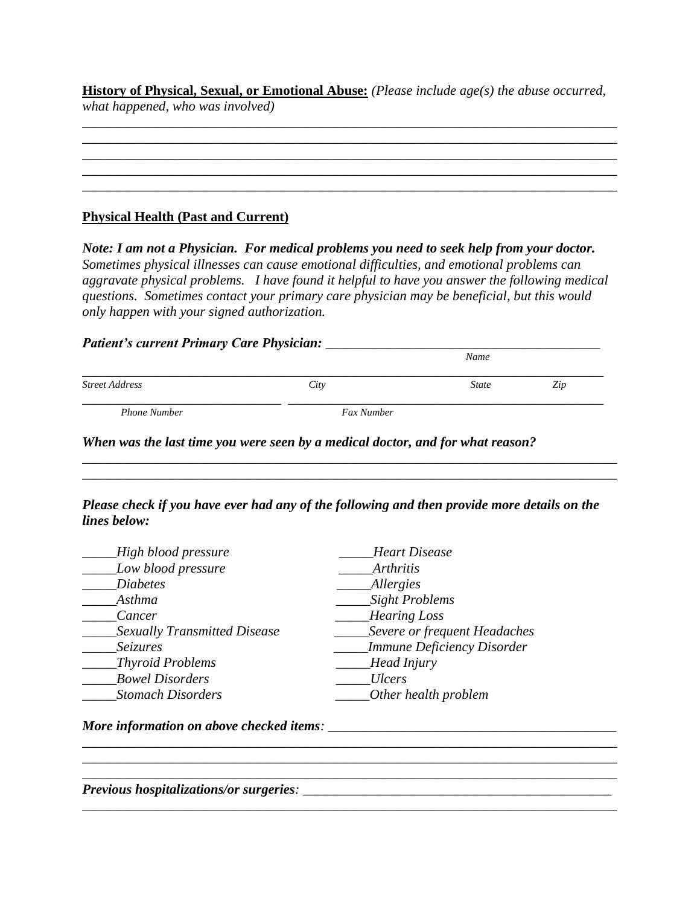**History of Physical, Sexual, or Emotional Abuse:** *(Please include age(s) the abuse occurred, what happened, who was involved)*

\_\_\_\_\_\_\_\_\_\_\_\_\_\_\_\_\_\_\_\_\_\_\_\_\_\_\_\_\_\_\_\_\_\_\_\_\_\_\_\_\_\_\_\_\_\_\_\_\_\_\_\_\_\_\_\_\_\_\_\_\_\_\_\_\_\_\_\_\_\_\_\_\_\_\_\_\_\_
\_\_\_\_\_\_\_\_\_\_\_\_\_\_\_\_\_\_\_\_\_\_\_\_\_\_\_\_\_\_\_\_\_\_\_\_\_\_\_\_\_\_\_\_\_\_\_\_\_\_\_\_\_\_\_\_\_\_\_\_\_\_\_\_\_\_\_\_\_\_\_\_\_\_\_\_\_\_
\_\_\_\_\_\_\_\_\_\_\_\_\_\_\_\_\_\_\_\_\_\_\_\_\_\_\_\_\_\_\_\_\_\_\_\_\_\_\_\_\_\_\_\_\_\_\_\_\_\_\_\_\_\_\_\_\_\_\_\_\_\_\_\_\_\_\_\_\_\_\_\_\_\_\_\_\_\_
\_\_\_\_\_\_\_\_\_\_\_\_\_\_\_\_\_\_\_\_\_\_\_\_\_\_\_\_\_\_\_\_\_\_\_\_\_\_\_\_\_\_\_\_\_\_\_\_\_\_\_\_\_\_\_\_\_\_\_\_\_\_\_\_\_\_\_\_\_\_\_\_\_\_\_\_\_\_
\_\_\_\_\_\_\_\_\_\_\_\_\_\_\_\_\_\_\_\_\_\_\_\_\_\_\_\_\_\_\_\_\_\_\_\_\_\_\_\_\_\_\_\_\_\_\_\_\_\_\_\_\_\_\_\_\_\_\_\_\_\_\_\_\_\_\_\_\_\_\_\_\_\_\_\_\_\_

**Physical Health (Past and Current)**

***Note: I am not a Physician. For medical problems you need to seek help from your doctor.*** *Sometimes physical illnesses can cause emotional difficulties, and emotional problems can aggravate physical problems. I have found it helpful to have you answer the following medical questions. Sometimes contact your primary care physician may be beneficial, but this would only happen with your signed authorization.*

***Patient's current Primary Care Physician:*** \_\_\_\_\_\_\_\_\_\_\_\_\_\_\_\_\_\_\_\_\_\_\_\_\_\_\_\_\_\_\_\_\_\_\_\_\_\_\_\_
*Name*

\_\_\_\_\_\_\_\_\_\_\_\_\_\_\_\_\_\_\_\_\_\_\_\_\_\_\_\_\_\_\_\_\_\_\_\_\_\_\_\_\_\_\_\_\_\_\_\_\_\_\_\_\_\_\_\_\_\_\_\_\_\_\_\_\_\_\_\_\_\_\_\_\_\_\_\_\_\_
*Street Address* *City* *State* *Zip*

\_\_\_\_\_\_\_\_\_\_\_\_\_\_\_\_\_\_\_\_\_\_\_\_\_\_\_\_\_\_ \_\_\_\_\_\_\_\_\_\_\_\_\_\_\_\_\_\_\_\_\_\_\_\_\_\_\_\_\_\_\_\_\_\_\_\_\_\_\_\_\_\_\_\_\_\_
*Phone Number* *Fax Number*

***When was the last time you were seen by a medical doctor, and for what reason?***

\_\_\_\_\_\_\_\_\_\_\_\_\_\_\_\_\_\_\_\_\_\_\_\_\_\_\_\_\_\_\_\_\_\_\_\_\_\_\_\_\_\_\_\_\_\_\_\_\_\_\_\_\_\_\_\_\_\_\_\_\_\_\_\_\_\_\_\_\_\_\_\_\_\_\_\_\_\_
\_\_\_\_\_\_\_\_\_\_\_\_\_\_\_\_\_\_\_\_\_\_\_\_\_\_\_\_\_\_\_\_\_\_\_\_\_\_\_\_\_\_\_\_\_\_\_\_\_\_\_\_\_\_\_\_\_\_\_\_\_\_\_\_\_\_\_\_\_\_\_\_\_\_\_\_\_\_

***Please check if you have ever had any of the following and then provide more details on the lines below:***

\_\_\_\_\_*High blood pressure*
\_\_\_\_\_*Low blood pressure*
\_\_\_\_\_*Diabetes*
\_\_\_\_\_*Asthma*
\_\_\_\_\_*Cancer*
\_\_\_\_\_*Sexually Transmitted Disease*
\_\_\_\_\_*Seizures*
\_\_\_\_\_*Thyroid Problems*
\_\_\_\_\_*Bowel Disorders*
\_\_\_\_\_*Stomach Disorders*
\_\_\_\_\_*Heart Disease*
\_\_\_\_\_*Arthritis*
\_\_\_\_\_*Allergies*
\_\_\_\_\_*Sight Problems*
\_\_\_\_\_*Hearing Loss*
\_\_\_\_\_*Severe or frequent Headaches*
\_\_\_\_\_*Immune Deficiency Disorder*
\_\_\_\_\_*Head Injury*
\_\_\_\_\_*Ulcers*
\_\_\_\_\_*Other health problem*

***More information on above checked items:*** \_\_\_\_\_\_\_\_\_\_\_\_\_\_\_\_\_\_\_\_\_\_\_\_\_\_\_\_\_\_\_\_\_\_\_\_\_\_\_\_\_\_
\_\_\_\_\_\_\_\_\_\_\_\_\_\_\_\_\_\_\_\_\_\_\_\_\_\_\_\_\_\_\_\_\_\_\_\_\_\_\_\_\_\_\_\_\_\_\_\_\_\_\_\_\_\_\_\_\_\_\_\_\_\_\_\_\_\_\_\_\_\_\_\_\_\_\_\_\_\_
\_\_\_\_\_\_\_\_\_\_\_\_\_\_\_\_\_\_\_\_\_\_\_\_\_\_\_\_\_\_\_\_\_\_\_\_\_\_\_\_\_\_\_\_\_\_\_\_\_\_\_\_\_\_\_\_\_\_\_\_\_\_\_\_\_\_\_\_\_\_\_\_\_\_\_\_\_\_
\_\_\_\_\_\_\_\_\_\_\_\_\_\_\_\_\_\_\_\_\_\_\_\_\_\_\_\_\_\_\_\_\_\_\_\_\_\_\_\_\_\_\_\_\_\_\_\_\_\_\_\_\_\_\_\_\_\_\_\_\_\_\_\_\_\_\_\_\_\_\_\_\_\_\_\_\_\_

***Previous hospitalizations/or surgeries:*** \_\_\_\_\_\_\_\_\_\_\_\_\_\_\_\_\_\_\_\_\_\_\_\_\_\_\_\_\_\_\_\_\_\_\_\_\_\_\_\_\_\_\_\_\_
\_\_\_\_\_\_\_\_\_\_\_\_\_\_\_\_\_\_\_\_\_\_\_\_\_\_\_\_\_\_\_\_\_\_\_\_\_\_\_\_\_\_\_\_\_\_\_\_\_\_\_\_\_\_\_\_\_\_\_\_\_\_\_\_\_\_\_\_\_\_\_\_\_\_\_\_\_\_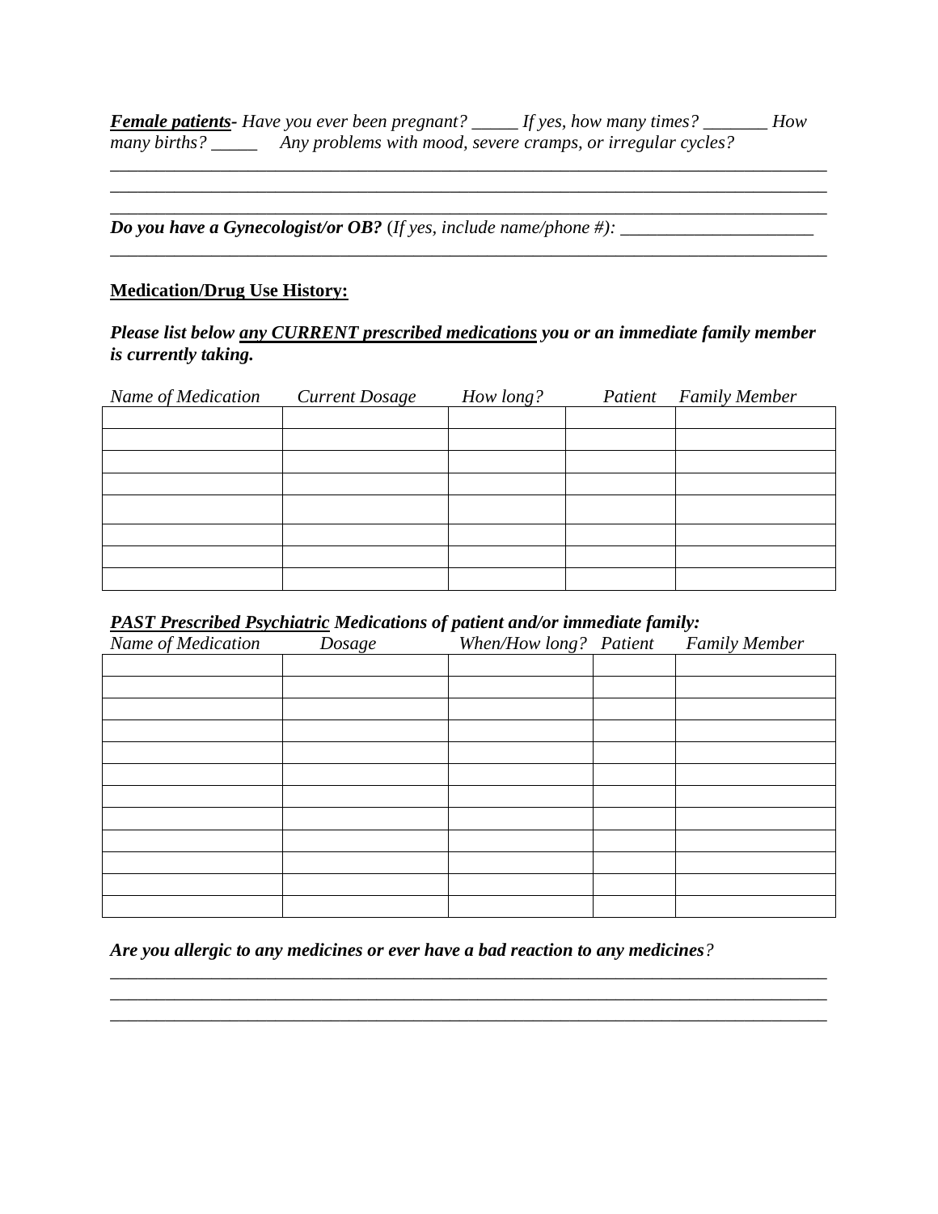***Female patients***- *Have you ever been pregnant?* _____ *If yes, how many times?* _______ *How many births?* _____ *Any problems with mood, severe cramps, or irregular cycles?*

_______________________________________________________________________________
_______________________________________________________________________________
_______________________________________________________________________________

***Do you have a Gynecologist/or OB?*** (*If yes, include name/phone #):* _____________________
_______________________________________________________________________________

**Medication/Drug Use History:**

***Please list below any CURRENT prescribed medications you or an immediate family member is currently taking.***

| *Name of Medication* | *Current Dosage* | *How long?* | *Patient* | *Family Member* |
|---|---|---|---|---|
| | | | | |
| | | | | |
| | | | | |
| | | | | |
| | | | | |
| | | | | |
| | | | | |
| | | | | |

***PAST Prescribed Psychiatric Medications of patient and/or immediate family:***

| *Name of Medication* | *Dosage* | *When/How long?* | *Patient* | *Family Member* |
|---|---|---|---|---|
| | | | | |
| | | | | |
| | | | | |
| | | | | |
| | | | | |
| | | | | |
| | | | | |
| | | | | |
| | | | | |
| | | | | |
| | | | | |
| | | | | |

***Are you allergic to any medicines or ever have a bad reaction to any medicines****?*

_______________________________________________________________________________
_______________________________________________________________________________
_______________________________________________________________________________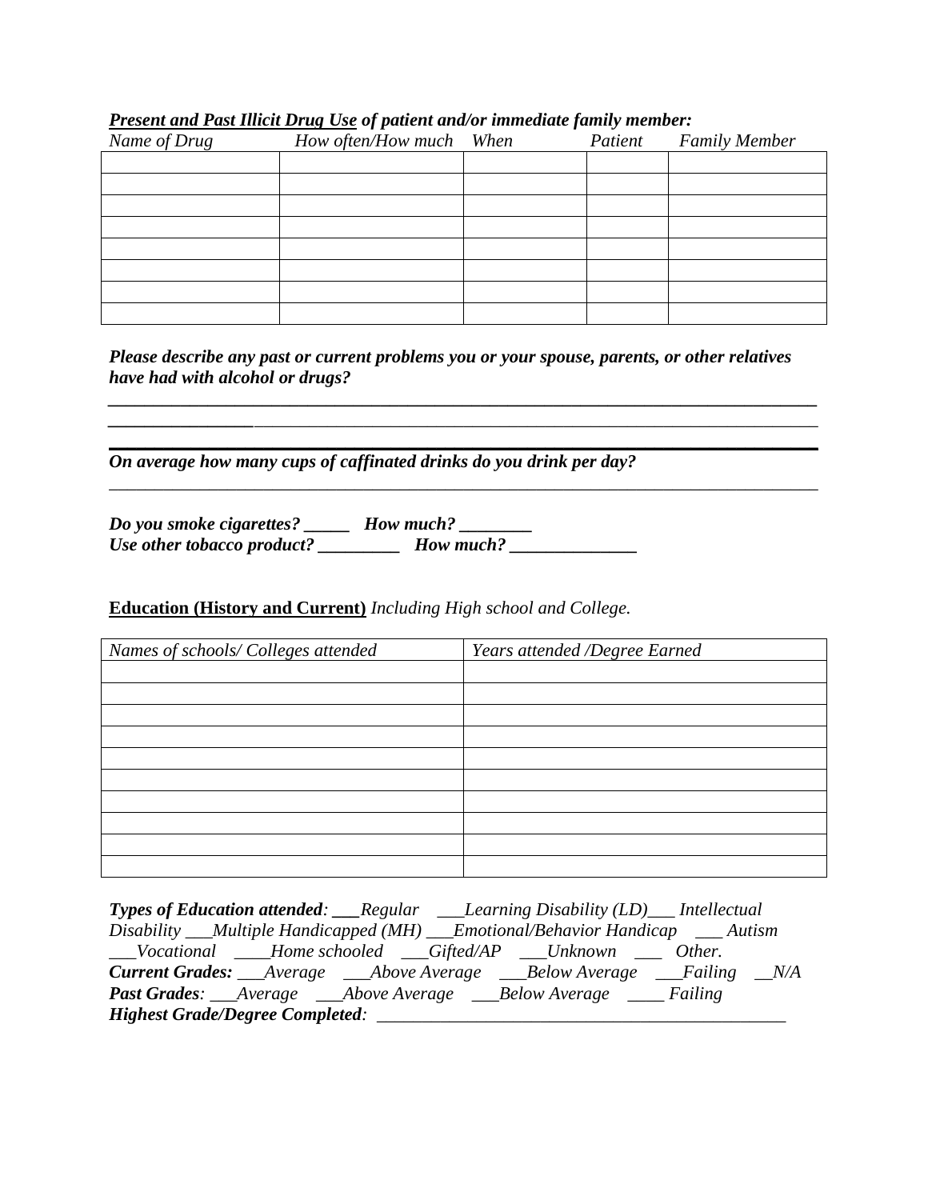***<u>Present and Past Illicit Drug Use</u>* of patient and/or immediate family member:**

| *Name of Drug* | *How often/How much* | *When* | *Patient* | *Family Member* |
|---|---|---|---|---|
| | | | | |
| | | | | |
| | | | | |
| | | | | |
| | | | | |
| | | | | |
| | | | | |
| | | | | |

***Please describe any past or current problems you or your spouse, parents, or other relatives have had with alcohol or drugs?***

______________________________________________________________________________

______________________________________________________________________________

______________________________________________________________________________

***On average how many cups of caffinated drinks do you drink per day?***

______________________________________________________________________________

***Do you smoke cigarettes? _____ How much? ________***

***Use other tobacco product? _________ How much? ______________***

**<u>Education (History and Current)</u>** *Including High school and College.*

| *Names of schools/ Colleges attended* | *Years attended /Degree Earned* |
|---|---|
| | |
| | |
| | |
| | |
| | |
| | |
| | |
| | |
| | |
| | |

***Types of Education attended***: ___*Regular* ___*Learning Disability (LD)*___ *Intellectual Disability* ___*Multiple Handicapped (MH)* ___*Emotional/Behavior Handicap* ___ *Autism* ___*Vocational* ____*Home schooled* ___*Gifted/AP* ___*Unknown* ___ *Other.*

***Current Grades:*** ___*Average* ___*Above Average* ___*Below Average* ___*Failing* __*N/A*

***Past Grades***: ___*Average* ___*Above Average* ___*Below Average* ____ *Failing*

***Highest Grade/Degree Completed***: _______________________________________________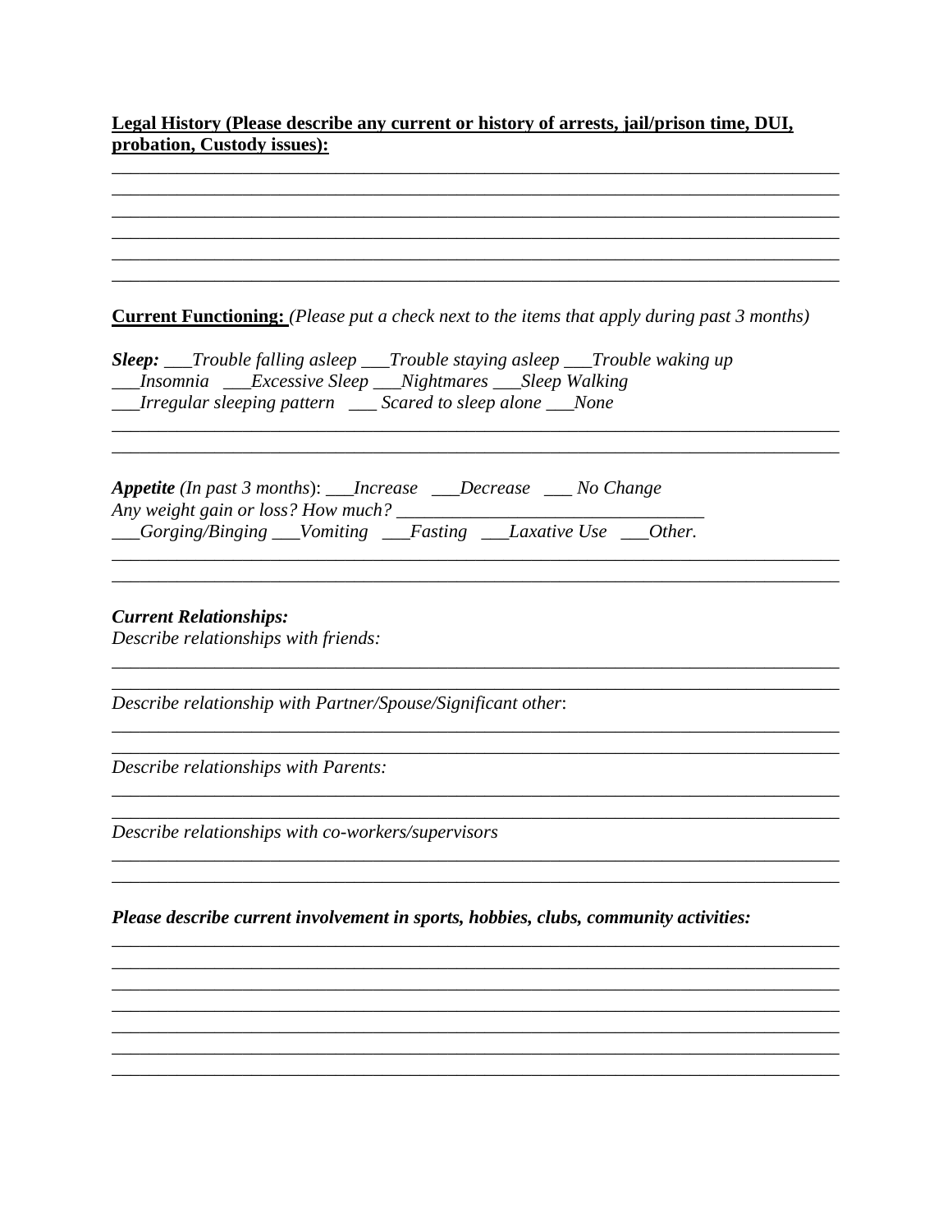**Legal History (Please describe any current or history of arrests, jail/prison time, DUI, probation, Custody issues):**

______________________________________________________________________________
______________________________________________________________________________
______________________________________________________________________________
______________________________________________________________________________
______________________________________________________________________________
______________________________________________________________________________

**Current Functioning:** *(Please put a check next to the items that apply during past 3 months)*

***Sleep:*** *___Trouble falling asleep ___Trouble staying asleep ___Trouble waking up*
*___Insomnia ___Excessive Sleep ___Nightmares ___Sleep Walking*
*___Irregular sleeping pattern ___ Scared to sleep alone ___None*

______________________________________________________________________________
______________________________________________________________________________

***Appetite*** *(In past 3 months)*: *___Increase ___Decrease ___ No Change*
*Any weight gain or loss? How much?* ________________________________
*___Gorging/Binging ___Vomiting ___Fasting ___Laxative Use ___Other.*

______________________________________________________________________________
______________________________________________________________________________

***Current Relationships:***
*Describe relationships with friends:*

______________________________________________________________________________
______________________________________________________________________________

*Describe relationship with Partner/Spouse/Significant other*:

______________________________________________________________________________
______________________________________________________________________________

*Describe relationships with Parents:*

______________________________________________________________________________
______________________________________________________________________________

*Describe relationships with co-workers/supervisors*

______________________________________________________________________________
______________________________________________________________________________

***Please describe current involvement in sports, hobbies, clubs, community activities:***

______________________________________________________________________________
______________________________________________________________________________
______________________________________________________________________________
______________________________________________________________________________
______________________________________________________________________________
______________________________________________________________________________
______________________________________________________________________________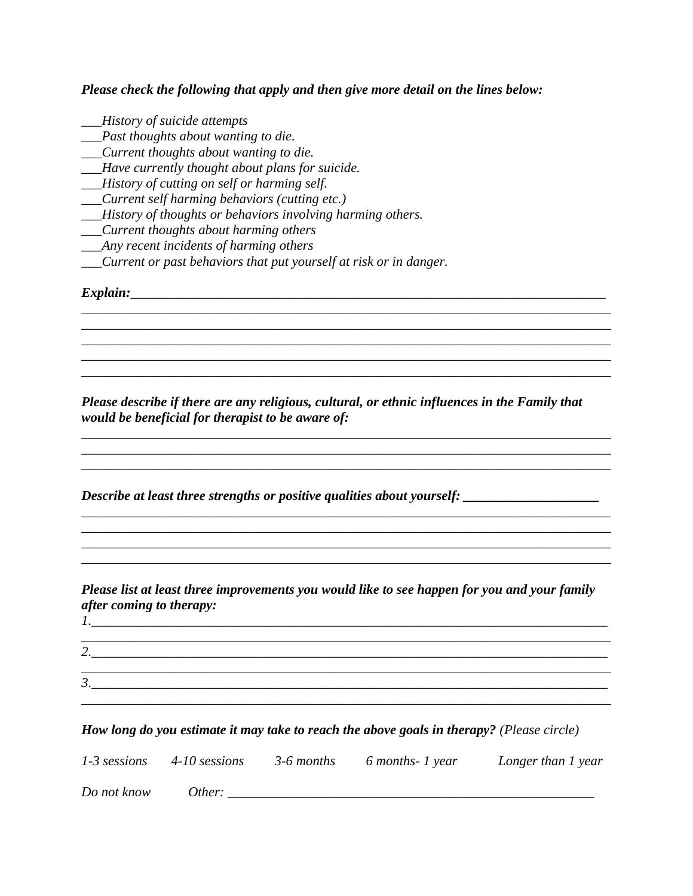***Please check the following that apply and then give more detail on the lines below:***

___*History of suicide attempts*
___*Past thoughts about wanting to die.*
___*Current thoughts about wanting to die.*
___*Have currently thought about plans for suicide.*
___*History of cutting on self or harming self.*
___*Current self harming behaviors (cutting etc.)*
___*History of thoughts or behaviors involving harming others.*
___*Current thoughts about harming others*
___*Any recent incidents of harming others*
___*Current or past behaviors that put yourself at risk or in danger.*

***Explain:***______________________________________________________________________________
________________________________________________________________________________
________________________________________________________________________________
________________________________________________________________________________
________________________________________________________________________________
________________________________________________________________________________

***Please describe if there are any religious, cultural, or ethnic influences in the Family that would be beneficial for therapist to be aware of:***
________________________________________________________________________________
________________________________________________________________________________
________________________________________________________________________________

***Describe at least three strengths or positive qualities about yourself:*** ____________________
________________________________________________________________________________
________________________________________________________________________________
________________________________________________________________________________
________________________________________________________________________________

***Please list at least three improvements you would like to see happen for you and your family after coming to therapy:***
*1.*_______________________________________________________________________________
________________________________________________________________________________
*2.*_______________________________________________________________________________
________________________________________________________________________________
*3.*_______________________________________________________________________________
________________________________________________________________________________

***How long do you estimate it may take to reach the above goals in therapy?*** *(Please circle)*

*1-3 sessions*     *4-10 sessions*     *3-6 months*     *6 months- 1 year*     *Longer than 1 year*

*Do not know*     *Other:* ___________________________________________________________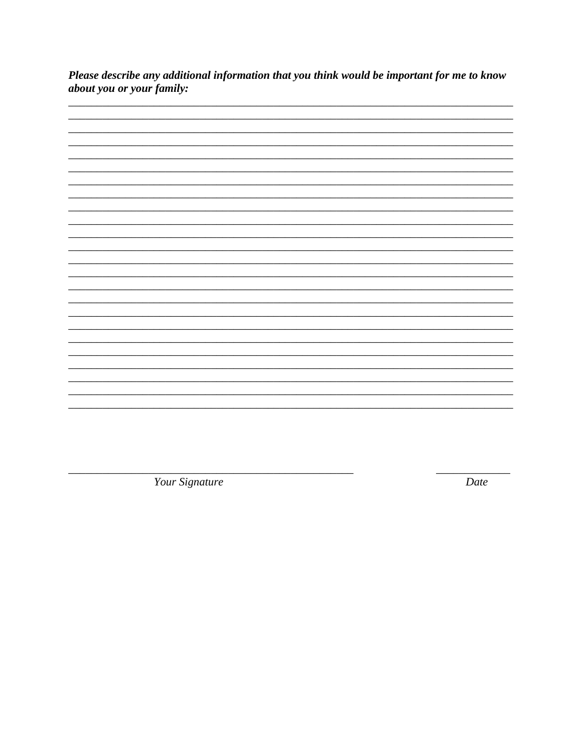***Please describe any additional information that you think would be important for me to know about you or your family:***

________________________________________________________________________________
________________________________________________________________________________
________________________________________________________________________________
________________________________________________________________________________
________________________________________________________________________________
________________________________________________________________________________
________________________________________________________________________________
________________________________________________________________________________
________________________________________________________________________________
________________________________________________________________________________
________________________________________________________________________________
________________________________________________________________________________
________________________________________________________________________________
________________________________________________________________________________
________________________________________________________________________________
________________________________________________________________________________
________________________________________________________________________________
________________________________________________________________________________
________________________________________________________________________________
________________________________________________________________________________
________________________________________________________________________________
________________________________________________________________________________
________________________________________________________________________________
________________________________________________________________________________

______________________________________________ ______________

*Your Signature* *Date*